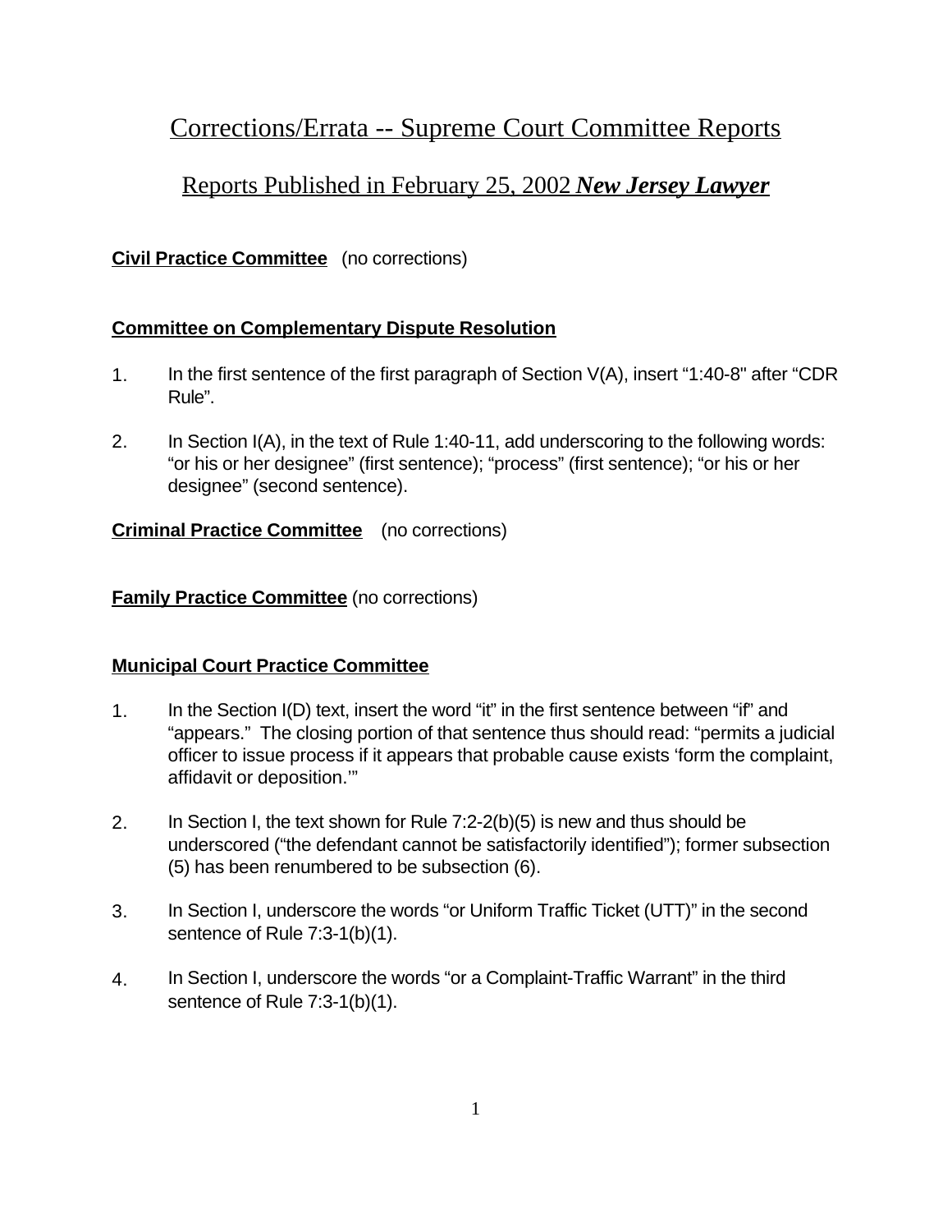# Corrections/Errata -- Supreme Court Committee Reports

## Reports Published in February 25, 2002 ***New Jersey Lawyer***

**Civil Practice Committee** (no corrections)

**Committee on Complementary Dispute Resolution**

1. In the first sentence of the first paragraph of Section V(A), insert "1:40-8" after "CDR Rule".

2. In Section I(A), in the text of Rule 1:40-11, add underscoring to the following words: "or his or her designee" (first sentence); "process" (first sentence); "or his or her designee" (second sentence).

**Criminal Practice Committee** (no corrections)

**Family Practice Committee** (no corrections)

**Municipal Court Practice Committee**

1. In the Section I(D) text, insert the word "it" in the first sentence between "if" and "appears." The closing portion of that sentence thus should read: "permits a judicial officer to issue process if it appears that probable cause exists 'form the complaint, affidavit or deposition.'"

2. In Section I, the text shown for Rule 7:2-2(b)(5) is new and thus should be underscored ("the defendant cannot be satisfactorily identified"); former subsection (5) has been renumbered to be subsection (6).

3. In Section I, underscore the words "or Uniform Traffic Ticket (UTT)" in the second sentence of Rule 7:3-1(b)(1).

4. In Section I, underscore the words "or a Complaint-Traffic Warrant" in the third sentence of Rule 7:3-1(b)(1).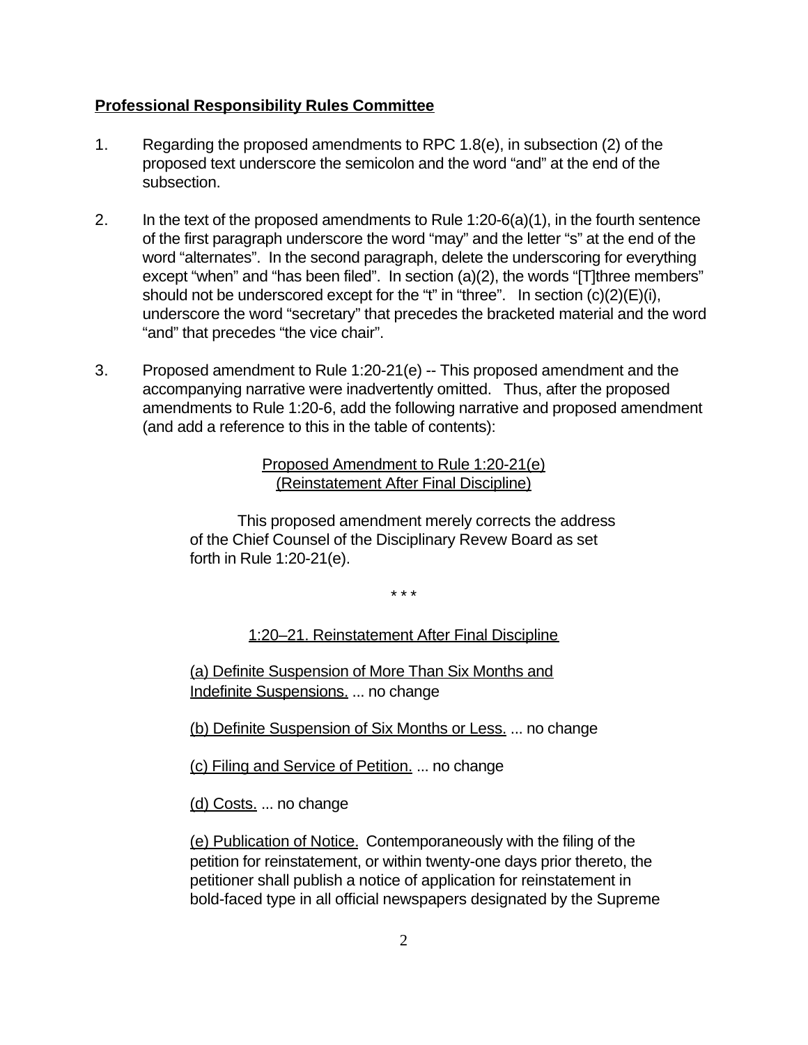**Professional Responsibility Rules Committee**

1. Regarding the proposed amendments to RPC 1.8(e), in subsection (2) of the proposed text underscore the semicolon and the word "and" at the end of the subsection.

2. In the text of the proposed amendments to Rule 1:20-6(a)(1), in the fourth sentence of the first paragraph underscore the word "may" and the letter "s" at the end of the word "alternates". In the second paragraph, delete the underscoring for everything except "when" and "has been filed". In section (a)(2), the words "[T]three members" should not be underscored except for the "t" in "three". In section (c)(2)(E)(i), underscore the word "secretary" that precedes the bracketed material and the word "and" that precedes "the vice chair".

3. Proposed amendment to Rule 1:20-21(e) -- This proposed amendment and the accompanying narrative were inadvertently omitted. Thus, after the proposed amendments to Rule 1:20-6, add the following narrative and proposed amendment (and add a reference to this in the table of contents):

<u>Proposed Amendment to Rule 1:20-21(e)</u>
<u>(Reinstatement After Final Discipline)</u>

This proposed amendment merely corrects the address of the Chief Counsel of the Disciplinary Revew Board as set forth in Rule 1:20-21(e).

\* \* \*

<u>1:20–21. Reinstatement After Final Discipline</u>

<u>(a) Definite Suspension of More Than Six Months and Indefinite Suspensions.</u> ... no change

<u>(b) Definite Suspension of Six Months or Less.</u> ... no change

<u>(c) Filing and Service of Petition.</u> ... no change

<u>(d) Costs.</u> ... no change

<u>(e) Publication of Notice.</u> Contemporaneously with the filing of the petition for reinstatement, or within twenty-one days prior thereto, the petitioner shall publish a notice of application for reinstatement in bold-faced type in all official newspapers designated by the Supreme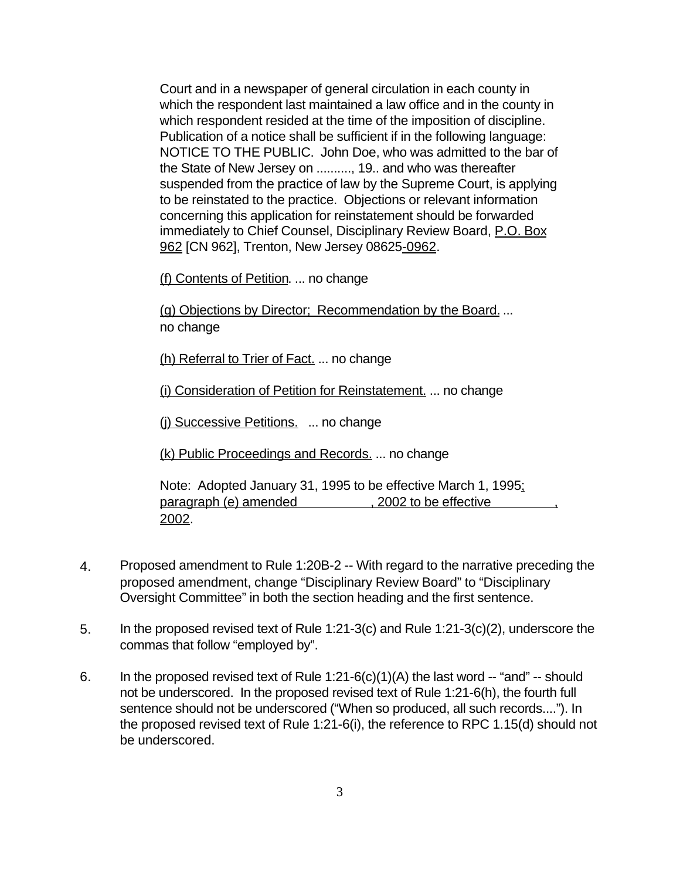Court and in a newspaper of general circulation in each county in which the respondent last maintained a law office and in the county in which respondent resided at the time of the imposition of discipline. Publication of a notice shall be sufficient if in the following language: NOTICE TO THE PUBLIC. John Doe, who was admitted to the bar of the State of New Jersey on .........., 19.. and who was thereafter suspended from the practice of law by the Supreme Court, is applying to be reinstated to the practice. Objections or relevant information concerning this application for reinstatement should be forwarded immediately to Chief Counsel, Disciplinary Review Board, <u>P.O. Box 962</u> [CN 962], Trenton, New Jersey 08625<u>-0962</u>.

<u>(f) Contents of Petition</u>. ... no change

<u>(g) Objections by Director; Recommendation by the Board.</u> ... no change

<u>(h) Referral to Trier of Fact.</u> ... no change

<u>(i) Consideration of Petition for Reinstatement.</u> ... no change

<u>(j) Successive Petitions.</u> ... no change

<u>(k) Public Proceedings and Records.</u> ... no change

Note: Adopted January 31, 1995 to be effective March 1, 1995<u>; paragraph (e) amended \_\_\_\_\_\_\_\_\_\_, 2002 to be effective \_\_\_\_\_\_\_\_\_\_, 2002</u>.

4. Proposed amendment to Rule 1:20B-2 -- With regard to the narrative preceding the proposed amendment, change “Disciplinary Review Board” to “Disciplinary Oversight Committee” in both the section heading and the first sentence.

5. In the proposed revised text of Rule 1:21-3(c) and Rule 1:21-3(c)(2), underscore the commas that follow “employed by”.

6. In the proposed revised text of Rule 1:21-6(c)(1)(A) the last word -- “and” -- should not be underscored. In the proposed revised text of Rule 1:21-6(h), the fourth full sentence should not be underscored (“When so produced, all such records....”). In the proposed revised text of Rule 1:21-6(i), the reference to RPC 1.15(d) should not be underscored.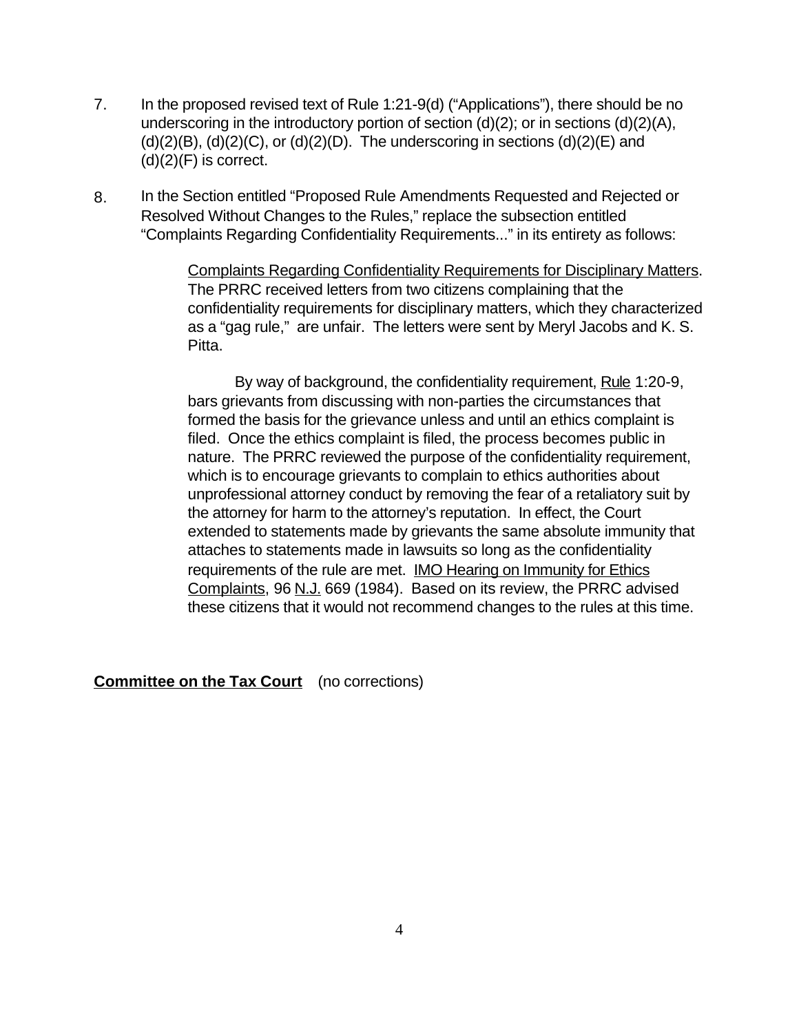7. In the proposed revised text of Rule 1:21-9(d) ("Applications"), there should be no underscoring in the introductory portion of section (d)(2); or in sections (d)(2)(A), (d)(2)(B), (d)(2)(C), or (d)(2)(D). The underscoring in sections (d)(2)(E) and (d)(2)(F) is correct.

8. In the Section entitled "Proposed Rule Amendments Requested and Rejected or Resolved Without Changes to the Rules," replace the subsection entitled "Complaints Regarding Confidentiality Requirements..." in its entirety as follows:

   <u>Complaints Regarding Confidentiality Requirements for Disciplinary Matters</u>. The PRRC received letters from two citizens complaining that the confidentiality requirements for disciplinary matters, which they characterized as a "gag rule," are unfair. The letters were sent by Meryl Jacobs and K. S. Pitta.

   By way of background, the confidentiality requirement, <u>Rule</u> 1:20-9, bars grievants from discussing with non-parties the circumstances that formed the basis for the grievance unless and until an ethics complaint is filed. Once the ethics complaint is filed, the process becomes public in nature. The PRRC reviewed the purpose of the confidentiality requirement, which is to encourage grievants to complain to ethics authorities about unprofessional attorney conduct by removing the fear of a retaliatory suit by the attorney for harm to the attorney's reputation. In effect, the Court extended to statements made by grievants the same absolute immunity that attaches to statements made in lawsuits so long as the confidentiality requirements of the rule are met. <u>IMO Hearing on Immunity for Ethics Complaints</u>, 96 <u>N.J.</u> 669 (1984). Based on its review, the PRRC advised these citizens that it would not recommend changes to the rules at this time.

**<u>Committee on the Tax Court</u>** (no corrections)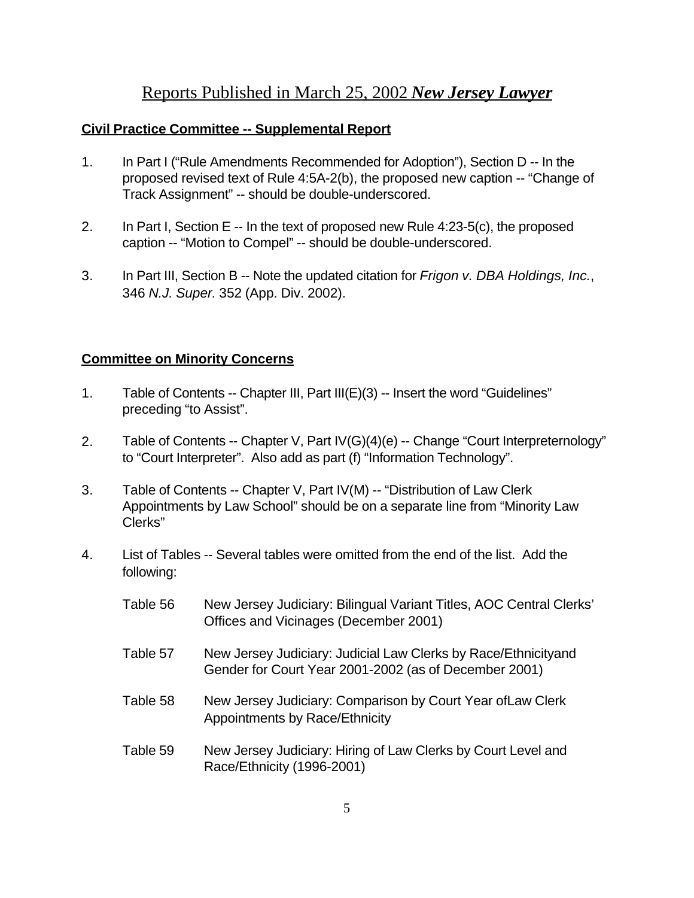# Reports Published in March 25, 2002 ***New Jersey Lawyer***

## **Civil Practice Committee -- Supplemental Report**

1. In Part I ("Rule Amendments Recommended for Adoption"), Section D -- In the proposed revised text of Rule 4:5A-2(b), the proposed new caption -- "Change of Track Assignment" -- should be double-underscored.

2. In Part I, Section E -- In the text of proposed new Rule 4:23-5(c), the proposed caption -- "Motion to Compel" -- should be double-underscored.

3. In Part III, Section B -- Note the updated citation for *Frigon v. DBA Holdings, Inc.*, 346 *N.J. Super.* 352 (App. Div. 2002).

## **Committee on Minority Concerns**

1. Table of Contents -- Chapter III, Part III(E)(3) -- Insert the word "Guidelines" preceding "to Assist".

2. Table of Contents -- Chapter V, Part IV(G)(4)(e) -- Change "Court Interpreternology" to "Court Interpreter". Also add as part (f) "Information Technology".

3. Table of Contents -- Chapter V, Part IV(M) -- "Distribution of Law Clerk Appointments by Law School" should be on a separate line from "Minority Law Clerks"

4. List of Tables -- Several tables were omitted from the end of the list. Add the following:

   Table 56 New Jersey Judiciary: Bilingual Variant Titles, AOC Central Clerks' Offices and Vicinages (December 2001)

   Table 57 New Jersey Judiciary: Judicial Law Clerks by Race/Ethnicityand Gender for Court Year 2001-2002 (as of December 2001)

   Table 58 New Jersey Judiciary: Comparison by Court Year ofLaw Clerk Appointments by Race/Ethnicity

   Table 59 New Jersey Judiciary: Hiring of Law Clerks by Court Level and Race/Ethnicity (1996-2001)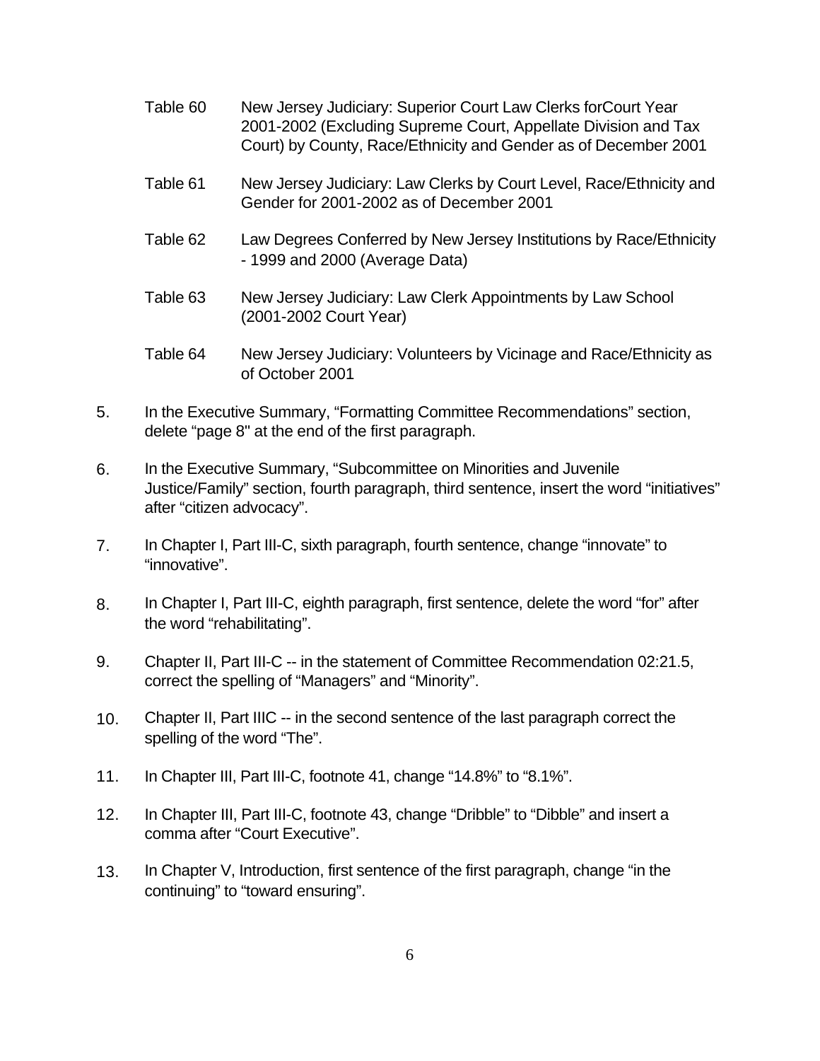| | |
|---|---|
| Table 60 | New Jersey Judiciary: Superior Court Law Clerks forCourt Year 2001-2002 (Excluding Supreme Court, Appellate Division and Tax Court) by County, Race/Ethnicity and Gender as of December 2001 |
| Table 61 | New Jersey Judiciary: Law Clerks by Court Level, Race/Ethnicity and Gender for 2001-2002 as of December 2001 |
| Table 62 | Law Degrees Conferred by New Jersey Institutions by Race/Ethnicity - 1999 and 2000 (Average Data) |
| Table 63 | New Jersey Judiciary: Law Clerk Appointments by Law School (2001-2002 Court Year) |
| Table 64 | New Jersey Judiciary: Volunteers by Vicinage and Race/Ethnicity as of October 2001 |

5. In the Executive Summary, "Formatting Committee Recommendations" section, delete "page 8" at the end of the first paragraph.

6. In the Executive Summary, "Subcommittee on Minorities and Juvenile Justice/Family" section, fourth paragraph, third sentence, insert the word "initiatives" after "citizen advocacy".

7. In Chapter I, Part III-C, sixth paragraph, fourth sentence, change "innovate" to "innovative".

8. In Chapter I, Part III-C, eighth paragraph, first sentence, delete the word "for" after the word "rehabilitating".

9. Chapter II, Part III-C -- in the statement of Committee Recommendation 02:21.5, correct the spelling of "Managers" and "Minority".

10. Chapter II, Part IIIC -- in the second sentence of the last paragraph correct the spelling of the word "The".

11. In Chapter III, Part III-C, footnote 41, change "14.8%" to "8.1%".

12. In Chapter III, Part III-C, footnote 43, change "Dribble" to "Dibble" and insert a comma after "Court Executive".

13. In Chapter V, Introduction, first sentence of the first paragraph, change "in the continuing" to "toward ensuring".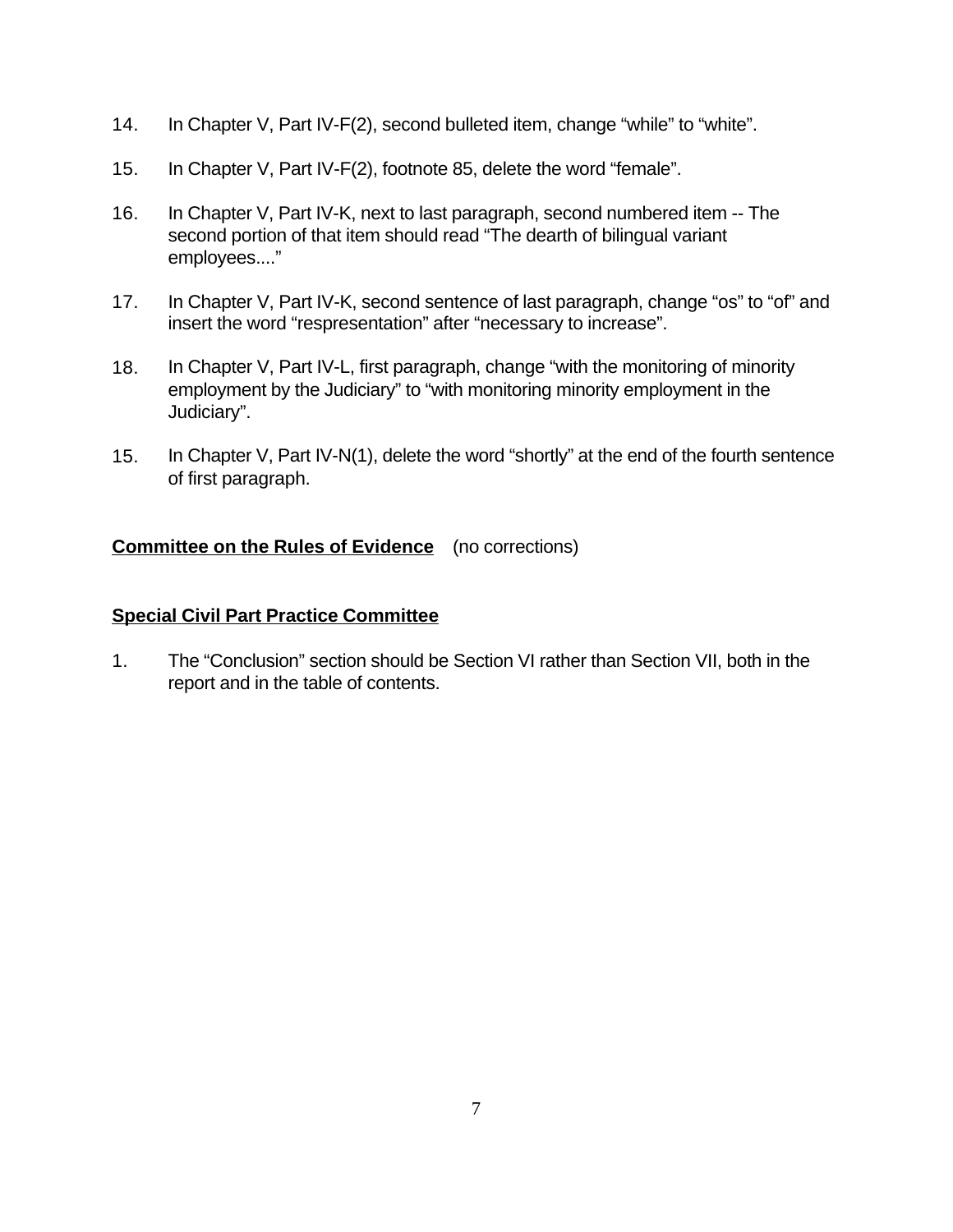14. In Chapter V, Part IV-F(2), second bulleted item, change “while” to “white”.

15. In Chapter V, Part IV-F(2), footnote 85, delete the word “female”.

16. In Chapter V, Part IV-K, next to last paragraph, second numbered item -- The second portion of that item should read “The dearth of bilingual variant employees....”

17. In Chapter V, Part IV-K, second sentence of last paragraph, change “os” to “of” and insert the word “respresentation” after “necessary to increase”.

18. In Chapter V, Part IV-L, first paragraph, change “with the monitoring of minority employment by the Judiciary” to “with monitoring minority employment in the Judiciary”.

15. In Chapter V, Part IV-N(1), delete the word “shortly” at the end of the fourth sentence of first paragraph.

**<u>Committee on the Rules of Evidence</u>** (no corrections)

**<u>Special Civil Part Practice Committee</u>**

1. The “Conclusion” section should be Section VI rather than Section VII, both in the report and in the table of contents.